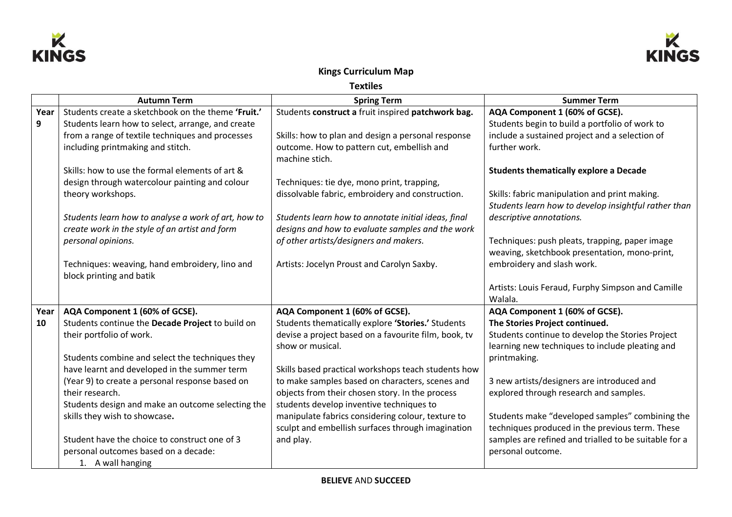# Kings Curriculum Map

## Textiles

| | Autumn Term | Spring Term | Summer Term |
|---|---|---|---|
| Year 9 | Students create a sketchbook on the theme **'Fruit.'** Students learn how to select, arrange, and create from a range of textile techniques and processes including printmaking and stitch.<br><br>Skills: how to use the formal elements of art & design through watercolour painting and colour theory workshops.<br><br>*Students learn how to analyse a work of art, how to create work in the style of an artist and form personal opinions.*<br><br>Techniques: weaving, hand embroidery, lino and block printing and batik | Students **construct a** fruit inspired **patchwork bag.**<br><br>Skills: how to plan and design a personal response outcome. How to pattern cut, embellish and machine stich.<br><br>Techniques: tie dye, mono print, trapping, dissolvable fabric, embroidery and construction.<br><br>*Students learn how to annotate initial ideas, final designs and how to evaluate samples and the work of other artists/designers and makers.*<br><br>Artists: Jocelyn Proust and Carolyn Saxby. | **AQA Component 1 (60% of GCSE).**<br>Students begin to build a portfolio of work to include a sustained project and a selection of further work.<br><br>**Students thematically explore a Decade**<br><br>Skills: fabric manipulation and print making.<br>*Students learn how to develop insightful rather than descriptive annotations.*<br><br>Techniques: push pleats, trapping, paper image weaving, sketchbook presentation, mono-print, embroidery and slash work.<br><br>Artists: Louis Feraud, Furphy Simpson and Camille Walala. |
| Year 10 | **AQA Component 1 (60% of GCSE).**<br>Students continue the **Decade Project** to build on their portfolio of work.<br><br>Students combine and select the techniques they have learnt and developed in the summer term (Year 9) to create a personal response based on their research.<br>Students design and make an outcome selecting the skills they wish to showcase**.**<br><br>Student have the choice to construct one of 3 personal outcomes based on a decade:<br>1. A wall hanging | **AQA Component 1 (60% of GCSE).**<br>Students thematically explore **'Stories.'** Students devise a project based on a favourite film, book, tv show or musical.<br><br>Skills based practical workshops teach students how to make samples based on characters, scenes and objects from their chosen story. In the process students develop inventive techniques to manipulate fabrics considering colour, texture to sculpt and embellish surfaces through imagination and play. | **AQA Component 1 (60% of GCSE).**<br>**The Stories Project continued.**<br>Students continue to develop the Stories Project learning new techniques to include pleating and printmaking.<br><br>3 new artists/designers are introduced and explored through research and samples.<br><br>Students make "developed samples" combining the techniques produced in the previous term. These samples are refined and trialled to be suitable for a personal outcome. |

**BELIEVE** AND **SUCCEED**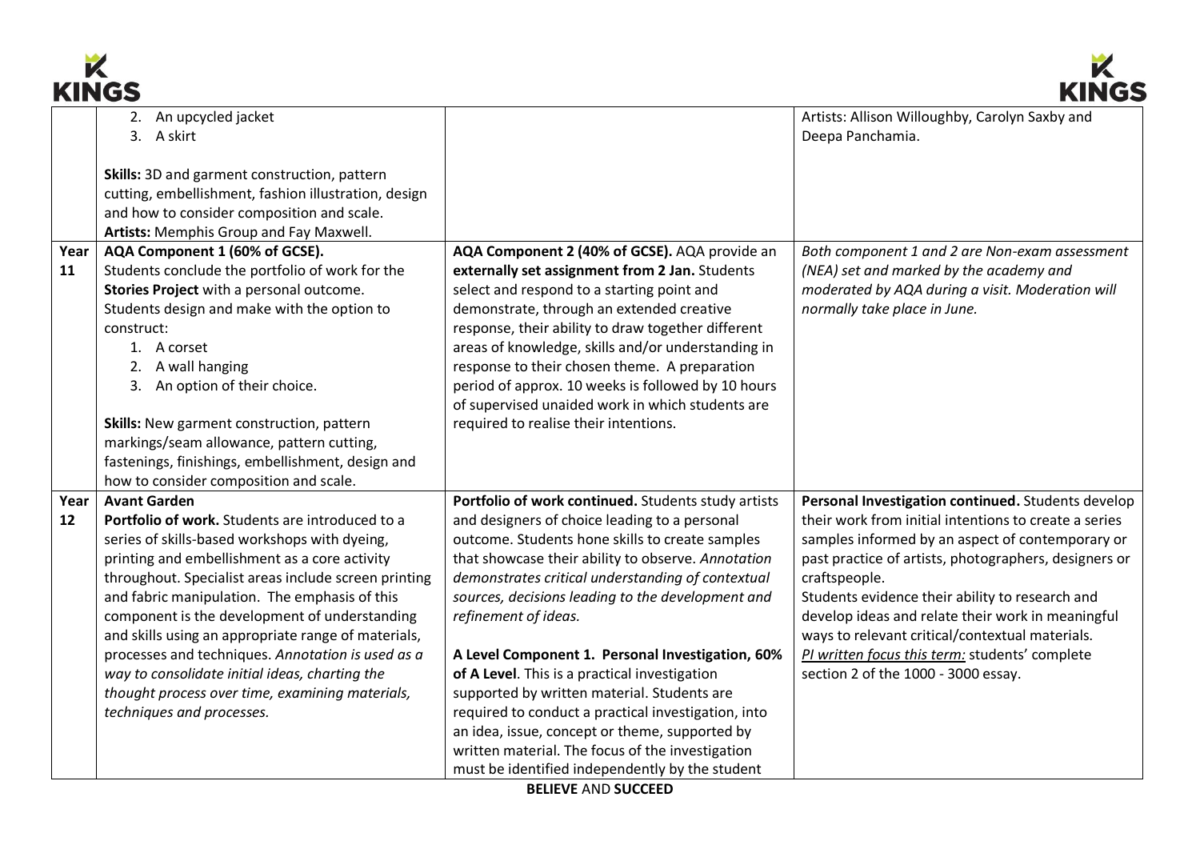| | | | |
|---|---|---|---|
| | 2. An upcycled jacket<br>3. A skirt<br><br>**Skills:** 3D and garment construction, pattern cutting, embellishment, fashion illustration, design and how to consider composition and scale.<br>**Artists:** Memphis Group and Fay Maxwell. | | Artists: Allison Willoughby, Carolyn Saxby and Deepa Panchamia. |
| **Year 11** | **AQA Component 1 (60% of GCSE).**<br>Students conclude the portfolio of work for the **Stories Project** with a personal outcome. Students design and make with the option to construct:<br>1. A corset<br>2. A wall hanging<br>3. An option of their choice.<br><br>**Skills:** New garment construction, pattern markings/seam allowance, pattern cutting, fastenings, finishings, embellishment, design and how to consider composition and scale. | **AQA Component 2 (40% of GCSE).** AQA provide an **externally set assignment from 2 Jan.** Students select and respond to a starting point and demonstrate, through an extended creative response, their ability to draw together different areas of knowledge, skills and/or understanding in response to their chosen theme. A preparation period of approx. 10 weeks is followed by 10 hours of supervised unaided work in which students are required to realise their intentions. | *Both component 1 and 2 are Non-exam assessment (NEA) set and marked by the academy and moderated by AQA during a visit. Moderation will normally take place in June.* |
| **Year 12** | **Avant Garden**<br>**Portfolio of work.** Students are introduced to a series of skills-based workshops with dyeing, printing and embellishment as a core activity throughout. Specialist areas include screen printing and fabric manipulation. The emphasis of this component is the development of understanding and skills using an appropriate range of materials, processes and techniques. *Annotation is used as a way to consolidate initial ideas, charting the thought process over time, examining materials, techniques and processes.* | **Portfolio of work continued.** Students study artists and designers of choice leading to a personal outcome. Students hone skills to create samples that showcase their ability to observe. *Annotation demonstrates critical understanding of contextual sources, decisions leading to the development and refinement of ideas.*<br><br>**A Level Component 1. Personal Investigation, 60% of A Level**. This is a practical investigation supported by written material. Students are required to conduct a practical investigation, into an idea, issue, concept or theme, supported by written material. The focus of the investigation must be identified independently by the student | **Personal Investigation continued.** Students develop their work from initial intentions to create a series samples informed by an aspect of contemporary or past practice of artists, photographers, designers or craftspeople.<br>Students evidence their ability to research and develop ideas and relate their work in meaningful ways to relevant critical/contextual materials.<br>*PI written focus this term:* students' complete section 2 of the 1000 - 3000 essay. |

**BELIEVE** AND **SUCCEED**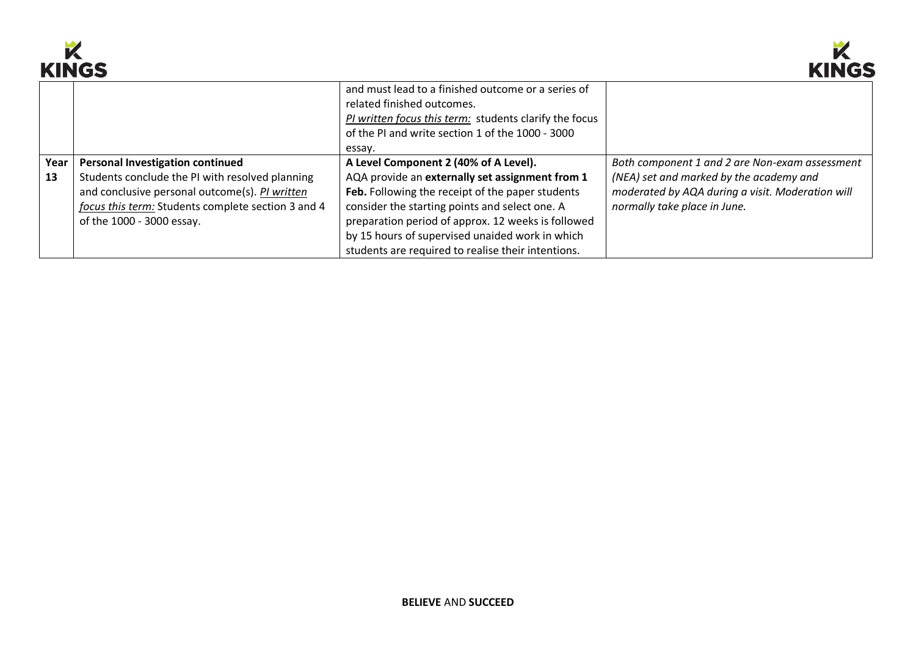| | | | |
|---|---|---|---|
| | | and must lead to a finished outcome or a series of related finished outcomes.<br>*PI written focus this term:* students clarify the focus of the PI and write section 1 of the 1000 - 3000 essay. | |
| **Year 13** | **Personal Investigation continued**<br>Students conclude the PI with resolved planning and conclusive personal outcome(s). *PI written focus this term:* Students complete section 3 and 4 of the 1000 - 3000 essay. | **A Level Component 2 (40% of A Level).**<br>AQA provide an **externally set assignment from 1 Feb.** Following the receipt of the paper students consider the starting points and select one. A preparation period of approx. 12 weeks is followed by 15 hours of supervised unaided work in which students are required to realise their intentions. | *Both component 1 and 2 are Non-exam assessment (NEA) set and marked by the academy and moderated by AQA during a visit. Moderation will normally take place in June.* |

**BELIEVE** AND **SUCCEED**